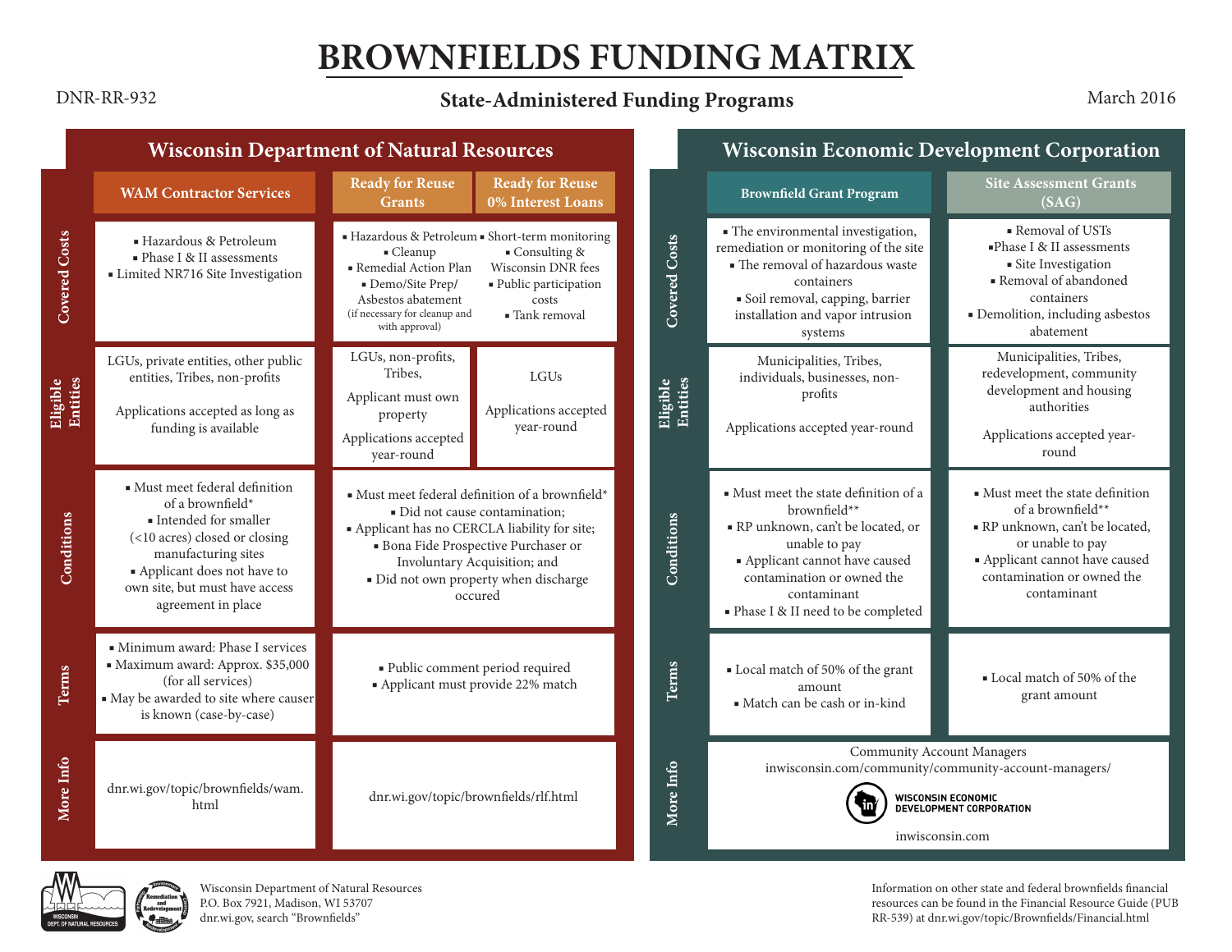# BROWNFIELDS FUNDING MATRIX

DNR-RR-932

## State-Administered Funding Programs

March 2016

### Wisconsin Department of Natural Resources

| | WAM Contractor Services | Ready for Reuse Grants | Ready for Reuse 0% Interest Loans |
|---|---|---|---|
| **Covered Costs** | ▪ Hazardous & Petroleum<br>▪ Phase I & II assessments<br>▪ Limited NR716 Site Investigation | ▪ Hazardous & Petroleum<br>▪ Cleanup<br>▪ Remedial Action Plan<br>▪ Demo/Site Prep/ Asbestos abatement (if necessary for cleanup and with approval) | ▪ Short-term monitoring<br>▪ Consulting & Wisconsin DNR fees<br>▪ Public participation costs<br>▪ Tank removal |
| **Eligible Entities** | LGUs, private entities, other public entities, Tribes, non-profits<br><br>Applications accepted as long as funding is available | LGUs, non-profits, Tribes,<br><br>Applicant must own property<br><br>Applications accepted year-round | LGUs<br><br>Applications accepted year-round |
| **Conditions** | ▪ Must meet federal definition of a brownfield*<br>▪ Intended for smaller (<10 acres) closed or closing manufacturing sites<br>▪ Applicant does not have to own site, but must have access agreement in place | ▪ Must meet federal definition of a brownfield*<br>▪ Did not cause contamination;<br>▪ Applicant has no CERCLA liability for site;<br>▪ Bona Fide Prospective Purchaser or Involuntary Acquisition; and<br>▪ Did not own property when discharge occured | |
| **Terms** | ▪ Minimum award: Phase I services<br>▪ Maximum award: Approx. $35,000 (for all services)<br>▪ May be awarded to site where causer is known (case-by-case) | ▪ Public comment period required<br>▪ Applicant must provide 22% match | |
| **More Info** | dnr.wi.gov/topic/brownfields/wam.html | dnr.wi.gov/topic/brownfields/rlf.html | |

### Wisconsin Economic Development Corporation

| | Brownfield Grant Program | Site Assessment Grants (SAG) |
|---|---|---|
| **Covered Costs** | ▪ The environmental investigation, remediation or monitoring of the site<br>▪ The removal of hazardous waste containers<br>▪ Soil removal, capping, barrier installation and vapor intrusion systems | ▪ Removal of USTs<br>▪ Phase I & II assessments<br>▪ Site Investigation<br>▪ Removal of abandoned containers<br>▪ Demolition, including asbestos abatement |
| **Eligible Entities** | Municipalities, Tribes, individuals, businesses, non-profits<br><br>Applications accepted year-round | Municipalities, Tribes, redevelopment, community development and housing authorities<br><br>Applications accepted year-round |
| **Conditions** | ▪ Must meet the state definition of a brownfield**<br>▪ RP unknown, can't be located, or unable to pay<br>▪ Applicant cannot have caused contamination or owned the contaminant<br>▪ Phase I & II need to be completed | ▪ Must meet the state definition of a brownfield**<br>▪ RP unknown, can't be located, or unable to pay<br>▪ Applicant cannot have caused contamination or owned the contaminant |
| **Terms** | ▪ Local match of 50% of the grant amount<br>▪ Match can be cash or in-kind | ▪ Local match of 50% of the grant amount |
| **More Info** | Community Account Managers<br>inwisconsin.com/community/community-account-managers/<br>WISCONSIN ECONOMIC DEVELOPMENT CORPORATION<br>inwisconsin.com | |

Wisconsin Department of Natural Resources
P.O. Box 7921, Madison, WI 53707
dnr.wi.gov, search "Brownfields"

Information on other state and federal brownfields financial resources can be found in the Financial Resource Guide (PUB RR-539) at dnr.wi.gov/Topic/Brownfields/Financial.html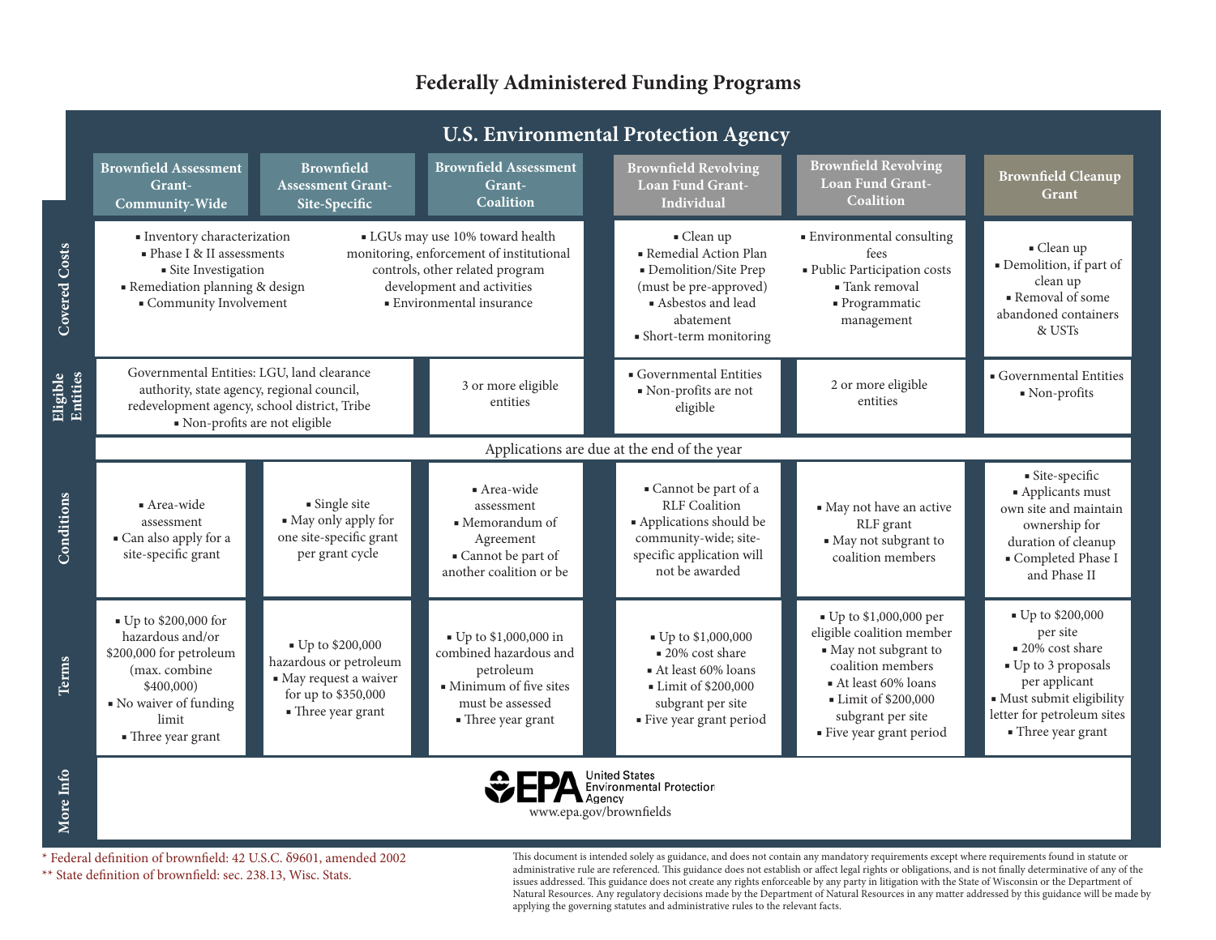# Federally Administered Funding Programs

## U.S. Environmental Protection Agency

| | Brownfield Assessment Grant-Community-Wide | Brownfield Assessment Grant-Site-Specific | Brownfield Assessment Grant-Coalition | Brownfield Revolving Loan Fund Grant-Individual | Brownfield Revolving Loan Fund Grant-Coalition | Brownfield Cleanup Grant |
|---|---|---|---|---|---|---|
| **Covered Costs** | ▪ Inventory characterization<br>▪ Phase I & II assessments<br>▪ Site Investigation<br>▪ Remediation planning & design<br>▪ Community Involvement | | ▪ LGUs may use 10% toward health monitoring, enforcement of institutional controls, other related program development and activities<br>▪ Environmental insurance | ▪ Clean up<br>▪ Remedial Action Plan<br>▪ Demolition/Site Prep (must be pre-approved)<br>▪ Asbestos and lead abatement<br>▪ Short-term monitoring | ▪ Environmental consulting fees<br>▪ Public Participation costs<br>▪ Tank removal<br>▪ Programmatic management | ▪ Clean up<br>▪ Demolition, if part of clean up<br>▪ Removal of some abandoned containers & USTs |
| **Eligible Entities** | Governmental Entities: LGU, land clearance authority, state agency, regional council, redevelopment agency, school district, Tribe<br>▪ Non-profits are not eligible | | 3 or more eligible entities | ▪ Governmental Entities<br>▪ Non-profits are not eligible | 2 or more eligible entities | ▪ Governmental Entities<br>▪ Non-profits |
| | Applications are due at the end of the year | | | | | |
| **Conditions** | ▪ Area-wide assessment<br>▪ Can also apply for a site-specific grant | ▪ Single site<br>▪ May only apply for one site-specific grant per grant cycle | ▪ Area-wide assessment<br>▪ Memorandum of Agreement<br>▪ Cannot be part of another coalition or be | ▪ Cannot be part of a RLF Coalition<br>▪ Applications should be community-wide; site-specific application will not be awarded | ▪ May not have an active RLF grant<br>▪ May not subgrant to coalition members | ▪ Site-specific<br>▪ Applicants must own site and maintain ownership for duration of cleanup<br>▪ Completed Phase I and Phase II |
| **Terms** | ▪ Up to $200,000 for hazardous and/or $200,000 for petroleum (max. combine $400,000)<br>▪ No waiver of funding limit<br>▪ Three year grant | ▪ Up to $200,000 hazardous or petroleum<br>▪ May request a waiver for up to $350,000<br>▪ Three year grant | ▪ Up to $1,000,000 in combined hazardous and petroleum<br>▪ Minimum of five sites must be assessed<br>▪ Three year grant | ▪ Up to $1,000,000<br>▪ 20% cost share<br>▪ At least 60% loans<br>▪ Limit of $200,000 subgrant per site<br>▪ Five year grant period | ▪ Up to $1,000,000 per eligible coalition member<br>▪ May not subgrant to coalition members<br>▪ At least 60% loans<br>▪ Limit of $200,000 subgrant per site<br>▪ Five year grant period | ▪ Up to $200,000 per site<br>▪ 20% cost share<br>▪ Up to 3 proposals per applicant<br>▪ Must submit eligibility letter for petroleum sites<br>▪ Three year grant |
| **More Info** | EPA United States Environmental Protection Agency<br>www.epa.gov/brownfields | | | | | |

\* Federal definition of brownfield: 42 U.S.C. δ9601, amended 2002

\*\* State definition of brownfield: sec. 238.13, Wisc. Stats.

This document is intended solely as guidance, and does not contain any mandatory requirements except where requirements found in statute or administrative rule are referenced. This guidance does not establish or affect legal rights or obligations, and is not finally determinative of any of the issues addressed. This guidance does not create any rights enforceable by any party in litigation with the State of Wisconsin or the Department of Natural Resources. Any regulatory decisions made by the Department of Natural Resources in any matter addressed by this guidance will be made by applying the governing statutes and administrative rules to the relevant facts.